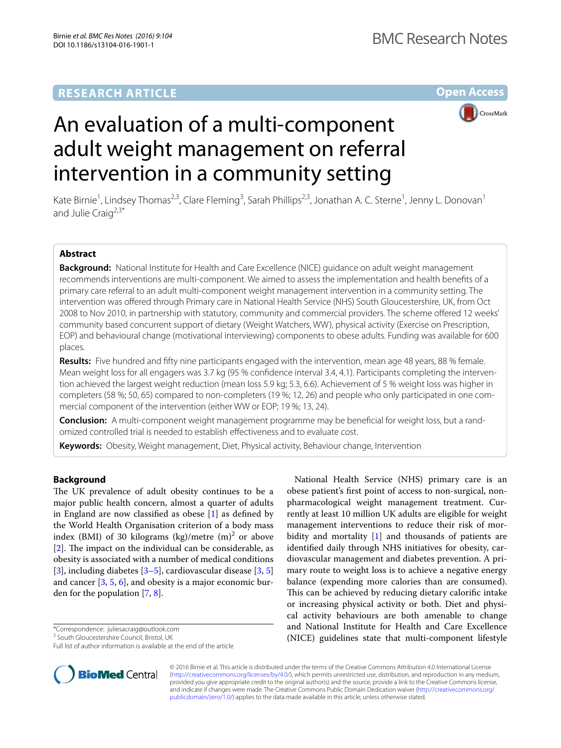RESEARCH ARTICLE

Open Access

# An evaluation of a multi-component adult weight management on referral intervention in a community setting

Kate Birnie[1], Lindsey Thomas[2,3], Clare Fleming[3], Sarah Phillips[2,3], Jonathan A. C. Sterne[1], Jenny L. Donovan[1] and Julie Craig[2,3*]

## Abstract

**Background:** National Institute for Health and Care Excellence (NICE) guidance on adult weight management recommends interventions are multi-component. We aimed to assess the implementation and health benefits of a primary care referral to an adult multi-component weight management intervention in a community setting. The intervention was offered through Primary care in National Health Service (NHS) South Gloucestershire, UK, from Oct 2008 to Nov 2010, in partnership with statutory, community and commercial providers. The scheme offered 12 weeks' community based concurrent support of dietary (Weight Watchers, WW), physical activity (Exercise on Prescription, EOP) and behavioural change (motivational interviewing) components to obese adults. Funding was available for 600 places.

**Results:** Five hundred and fifty nine participants engaged with the intervention, mean age 48 years, 88 % female. Mean weight loss for all engagers was 3.7 kg (95 % confidence interval 3.4, 4.1). Participants completing the intervention achieved the largest weight reduction (mean loss 5.9 kg; 5.3, 6.6). Achievement of 5 % weight loss was higher in completers (58 %; 50, 65) compared to non-completers (19 %; 12, 26) and people who only participated in one commercial component of the intervention (either WW or EOP; 19 %; 13, 24).

**Conclusion:** A multi-component weight management programme may be beneficial for weight loss, but a randomized controlled trial is needed to establish effectiveness and to evaluate cost.

**Keywords:** Obesity, Weight management, Diet, Physical activity, Behaviour change, Intervention

## Background

The UK prevalence of adult obesity continues to be a major public health concern, almost a quarter of adults in England are now classified as obese [1] as defined by the World Health Organisation criterion of a body mass index (BMI) of 30 kilograms (kg)/metre (m)$^2$ or above [2]. The impact on the individual can be considerable, as obesity is associated with a number of medical conditions [3], including diabetes [3–5], cardiovascular disease [3, 5] and cancer [3, 5, 6], and obesity is a major economic burden for the population [7, 8].

National Health Service (NHS) primary care is an obese patient's first point of access to non-surgical, non-pharmacological weight management treatment. Currently at least 10 million UK adults are eligible for weight management interventions to reduce their risk of morbidity and mortality [1] and thousands of patients are identified daily through NHS initiatives for obesity, cardiovascular management and diabetes prevention. A primary route to weight loss is to achieve a negative energy balance (expending more calories than are consumed). This can be achieved by reducing dietary calorific intake or increasing physical activity or both. Diet and physical activity behaviours are both amenable to change and National Institute for Health and Care Excellence (NICE) guidelines state that multi-component lifestyle

*Correspondence: juliesacraig@outlook.com
[3] South Gloucestershire Council, Bristol, UK
Full list of author information is available at the end of the article

© 2016 Birnie et al. This article is distributed under the terms of the Creative Commons Attribution 4.0 International License (http://creativecommons.org/licenses/by/4.0/), which permits unrestricted use, distribution, and reproduction in any medium, provided you give appropriate credit to the original author(s) and the source, provide a link to the Creative Commons license, and indicate if changes were made. The Creative Commons Public Domain Dedication waiver (http://creativecommons.org/publicdomain/zero/1.0/) applies to the data made available in this article, unless otherwise stated.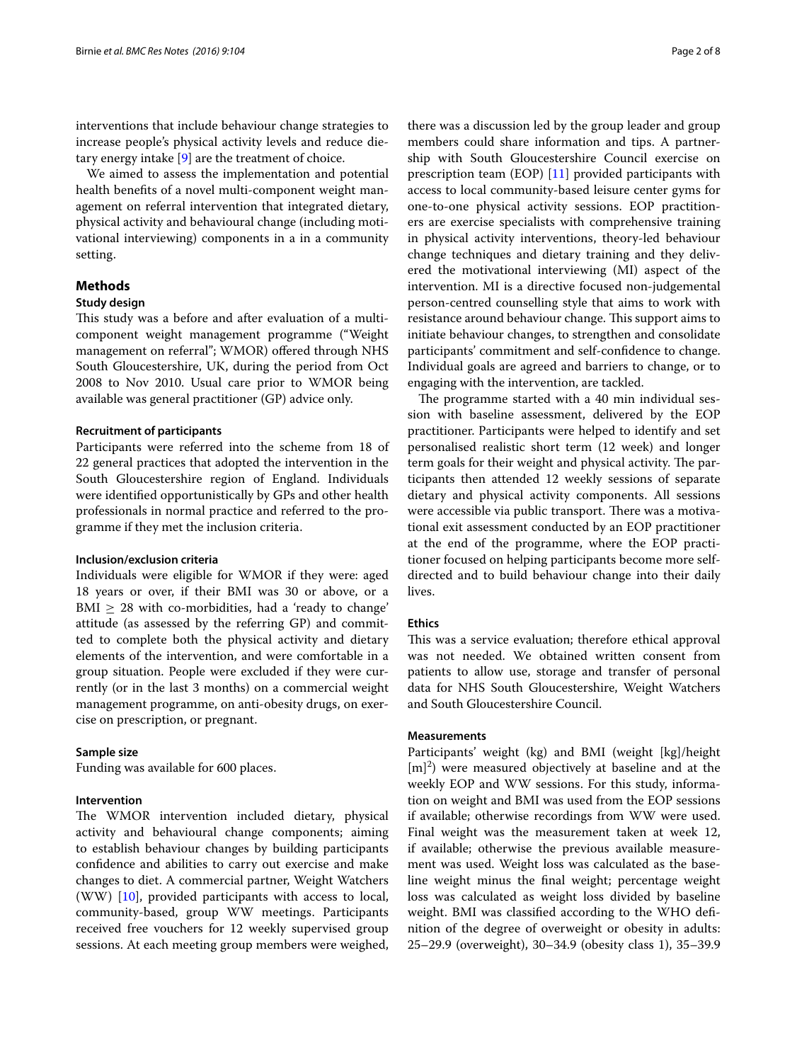interventions that include behaviour change strategies to increase people's physical activity levels and reduce dietary energy intake [9] are the treatment of choice.

We aimed to assess the implementation and potential health benefits of a novel multi-component weight management on referral intervention that integrated dietary, physical activity and behavioural change (including motivational interviewing) components in a in a community setting.

## Methods

### Study design

This study was a before and after evaluation of a multi-component weight management programme ("Weight management on referral"; WMOR) offered through NHS South Gloucestershire, UK, during the period from Oct 2008 to Nov 2010. Usual care prior to WMOR being available was general practitioner (GP) advice only.

#### Recruitment of participants

Participants were referred into the scheme from 18 of 22 general practices that adopted the intervention in the South Gloucestershire region of England. Individuals were identified opportunistically by GPs and other health professionals in normal practice and referred to the programme if they met the inclusion criteria.

#### Inclusion/exclusion criteria

Individuals were eligible for WMOR if they were: aged 18 years or over, if their BMI was 30 or above, or a BMI $\geq$ 28 with co-morbidities, had a 'ready to change' attitude (as assessed by the referring GP) and committed to complete both the physical activity and dietary elements of the intervention, and were comfortable in a group situation. People were excluded if they were currently (or in the last 3 months) on a commercial weight management programme, on anti-obesity drugs, on exercise on prescription, or pregnant.

#### Sample size

Funding was available for 600 places.

#### Intervention

The WMOR intervention included dietary, physical activity and behavioural change components; aiming to establish behaviour changes by building participants confidence and abilities to carry out exercise and make changes to diet. A commercial partner, Weight Watchers (WW) [10], provided participants with access to local, community-based, group WW meetings. Participants received free vouchers for 12 weekly supervised group sessions. At each meeting group members were weighed, there was a discussion led by the group leader and group members could share information and tips. A partnership with South Gloucestershire Council exercise on prescription team (EOP) [11] provided participants with access to local community-based leisure center gyms for one-to-one physical activity sessions. EOP practitioners are exercise specialists with comprehensive training in physical activity interventions, theory-led behaviour change techniques and dietary training and they delivered the motivational interviewing (MI) aspect of the intervention. MI is a directive focused non-judgemental person-centred counselling style that aims to work with resistance around behaviour change. This support aims to initiate behaviour changes, to strengthen and consolidate participants' commitment and self-confidence to change. Individual goals are agreed and barriers to change, or to engaging with the intervention, are tackled.

The programme started with a 40 min individual session with baseline assessment, delivered by the EOP practitioner. Participants were helped to identify and set personalised realistic short term (12 week) and longer term goals for their weight and physical activity. The participants then attended 12 weekly sessions of separate dietary and physical activity components. All sessions were accessible via public transport. There was a motivational exit assessment conducted by an EOP practitioner at the end of the programme, where the EOP practitioner focused on helping participants become more self-directed and to build behaviour change into their daily lives.

#### Ethics

This was a service evaluation; therefore ethical approval was not needed. We obtained written consent from patients to allow use, storage and transfer of personal data for NHS South Gloucestershire, Weight Watchers and South Gloucestershire Council.

#### Measurements

Participants' weight (kg) and BMI (weight [kg]/height [m]$^2$) were measured objectively at baseline and at the weekly EOP and WW sessions. For this study, information on weight and BMI was used from the EOP sessions if available; otherwise recordings from WW were used. Final weight was the measurement taken at week 12, if available; otherwise the previous available measurement was used. Weight loss was calculated as the baseline weight minus the final weight; percentage weight loss was calculated as weight loss divided by baseline weight. BMI was classified according to the WHO definition of the degree of overweight or obesity in adults: 25–29.9 (overweight), 30–34.9 (obesity class 1), 35–39.9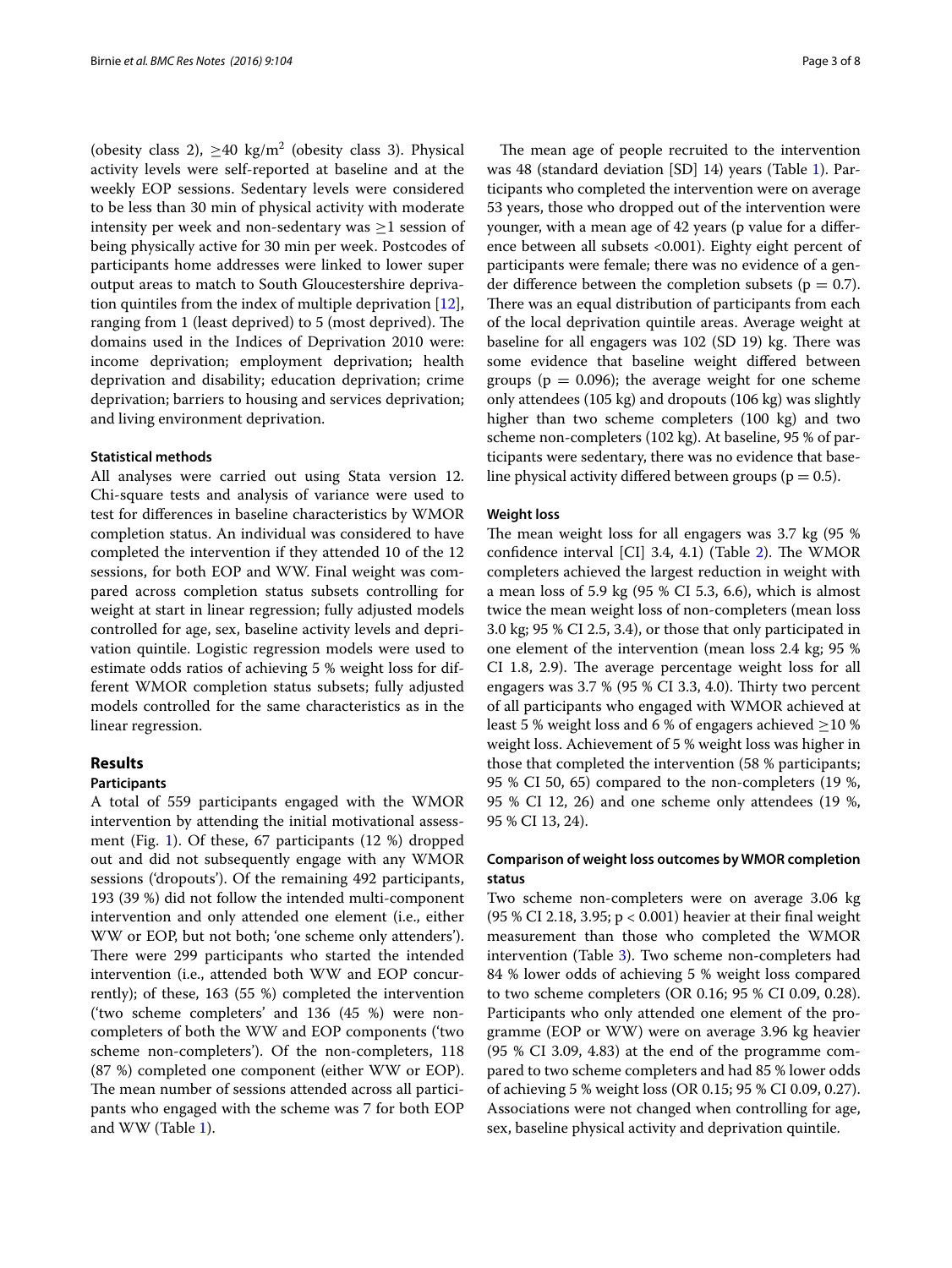(obesity class 2), $\geq$40 kg/m$^2$ (obesity class 3). Physical activity levels were self-reported at baseline and at the weekly EOP sessions. Sedentary levels were considered to be less than 30 min of physical activity with moderate intensity per week and non-sedentary was $\geq$1 session of being physically active for 30 min per week. Postcodes of participants home addresses were linked to lower super output areas to match to South Gloucestershire deprivation quintiles from the index of multiple deprivation [12], ranging from 1 (least deprived) to 5 (most deprived). The domains used in the Indices of Deprivation 2010 were: income deprivation; employment deprivation; health deprivation and disability; education deprivation; crime deprivation; barriers to housing and services deprivation; and living environment deprivation.

### Statistical methods

All analyses were carried out using Stata version 12. Chi-square tests and analysis of variance were used to test for differences in baseline characteristics by WMOR completion status. An individual was considered to have completed the intervention if they attended 10 of the 12 sessions, for both EOP and WW. Final weight was compared across completion status subsets controlling for weight at start in linear regression; fully adjusted models controlled for age, sex, baseline activity levels and deprivation quintile. Logistic regression models were used to estimate odds ratios of achieving 5 % weight loss for different WMOR completion status subsets; fully adjusted models controlled for the same characteristics as in the linear regression.

## Results

### Participants

A total of 559 participants engaged with the WMOR intervention by attending the initial motivational assessment (Fig. 1). Of these, 67 participants (12 %) dropped out and did not subsequently engage with any WMOR sessions ('dropouts'). Of the remaining 492 participants, 193 (39 %) did not follow the intended multi-component intervention and only attended one element (i.e., either WW or EOP, but not both; 'one scheme only attenders'). There were 299 participants who started the intended intervention (i.e., attended both WW and EOP concurrently); of these, 163 (55 %) completed the intervention ('two scheme completers' and 136 (45 %) were non-completers of both the WW and EOP components ('two scheme non-completers'). Of the non-completers, 118 (87 %) completed one component (either WW or EOP). The mean number of sessions attended across all participants who engaged with the scheme was 7 for both EOP and WW (Table 1).

The mean age of people recruited to the intervention was 48 (standard deviation [SD] 14) years (Table 1). Participants who completed the intervention were on average 53 years, those who dropped out of the intervention were younger, with a mean age of 42 years (p value for a difference between all subsets <0.001). Eighty eight percent of participants were female; there was no evidence of a gender difference between the completion subsets ($p = 0.7$). There was an equal distribution of participants from each of the local deprivation quintile areas. Average weight at baseline for all engagers was 102 (SD 19) kg. There was some evidence that baseline weight differed between groups ($p = 0.096$); the average weight for one scheme only attendees (105 kg) and dropouts (106 kg) was slightly higher than two scheme completers (100 kg) and two scheme non-completers (102 kg). At baseline, 95 % of participants were sedentary, there was no evidence that baseline physical activity differed between groups ($p = 0.5$).

### Weight loss

The mean weight loss for all engagers was 3.7 kg (95 % confidence interval [CI] 3.4, 4.1) (Table 2). The WMOR completers achieved the largest reduction in weight with a mean loss of 5.9 kg (95 % CI 5.3, 6.6), which is almost twice the mean weight loss of non-completers (mean loss 3.0 kg; 95 % CI 2.5, 3.4), or those that only participated in one element of the intervention (mean loss 2.4 kg; 95 % CI 1.8, 2.9). The average percentage weight loss for all engagers was 3.7 % (95 % CI 3.3, 4.0). Thirty two percent of all participants who engaged with WMOR achieved at least 5 % weight loss and 6 % of engagers achieved $\geq$10 % weight loss. Achievement of 5 % weight loss was higher in those that completed the intervention (58 % participants; 95 % CI 50, 65) compared to the non-completers (19 %, 95 % CI 12, 26) and one scheme only attendees (19 %, 95 % CI 13, 24).

### Comparison of weight loss outcomes by WMOR completion status

Two scheme non-completers were on average 3.06 kg (95 % CI 2.18, 3.95; $p < 0.001$) heavier at their final weight measurement than those who completed the WMOR intervention (Table 3). Two scheme non-completers had 84 % lower odds of achieving 5 % weight loss compared to two scheme completers (OR 0.16; 95 % CI 0.09, 0.28). Participants who only attended one element of the programme (EOP or WW) were on average 3.96 kg heavier (95 % CI 3.09, 4.83) at the end of the programme compared to two scheme completers and had 85 % lower odds of achieving 5 % weight loss (OR 0.15; 95 % CI 0.09, 0.27). Associations were not changed when controlling for age, sex, baseline physical activity and deprivation quintile.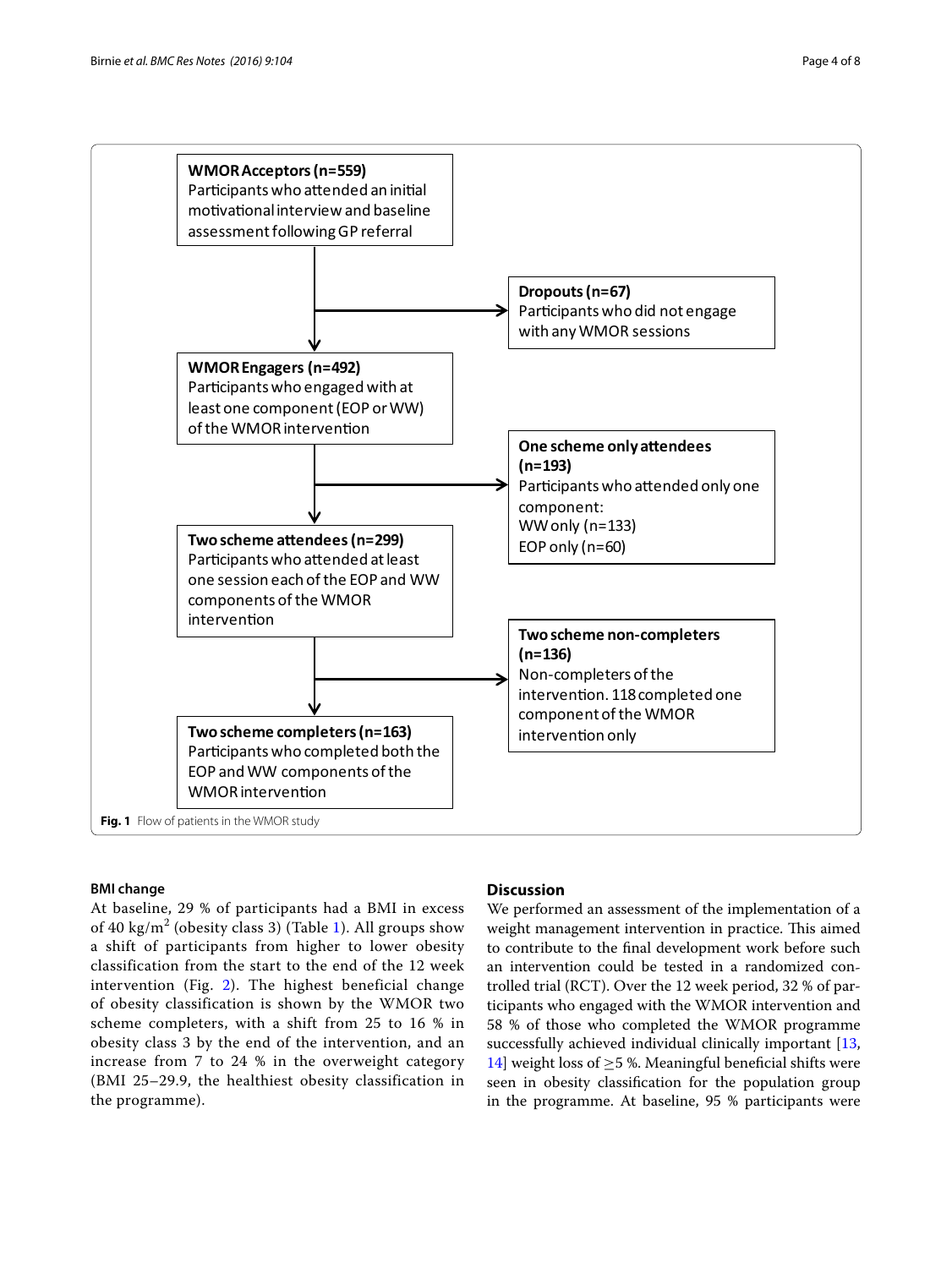**WMOR Acceptors (n=559)**
Participants who attended an initial motivational interview and baseline assessment following GP referral

**Dropouts (n=67)**
Participants who did not engage with any WMOR sessions

**WMOR Engagers (n=492)**
Participants who engaged with at least one component (EOP or WW) of the WMOR intervention

**One scheme only attendees (n=193)**
Participants who attended only one component:
WW only (n=133)
EOP only (n=60)

**Two scheme attendees (n=299)**
Participants who attended at least one session each of the EOP and WW components of the WMOR intervention

**Two scheme non-completers (n=136)**
Non-completers of the intervention. 118 completed one component of the WMOR intervention only

**Two scheme completers (n=163)**
Participants who completed both the EOP and WW components of the WMOR intervention

**Fig. 1** Flow of patients in the WMOR study

### BMI change

At baseline, 29 % of participants had a BMI in excess of 40 kg/m$^2$ (obesity class 3) (Table 1). All groups show a shift of participants from higher to lower obesity classification from the start to the end of the 12 week intervention (Fig. 2). The highest beneficial change of obesity classification is shown by the WMOR two scheme completers, with a shift from 25 to 16 % in obesity class 3 by the end of the intervention, and an increase from 7 to 24 % in the overweight category (BMI 25–29.9, the healthiest obesity classification in the programme).

## Discussion

We performed an assessment of the implementation of a weight management intervention in practice. This aimed to contribute to the final development work before such an intervention could be tested in a randomized controlled trial (RCT). Over the 12 week period, 32 % of participants who engaged with the WMOR intervention and 58 % of those who completed the WMOR programme successfully achieved individual clinically important [13, 14] weight loss of $\geq$5 %. Meaningful beneficial shifts were seen in obesity classification for the population group in the programme. At baseline, 95 % participants were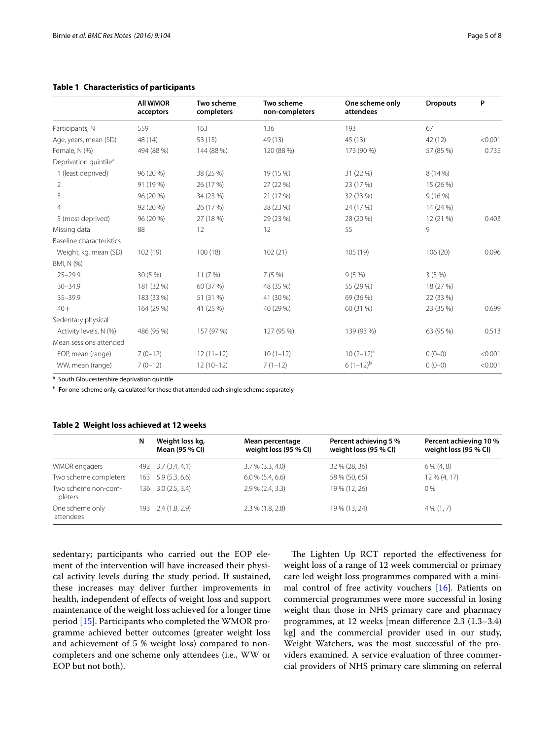**Table 1 Characteristics of participants**

| | All WMOR acceptors | Two scheme completers | Two scheme non-completers | One scheme only attendees | Dropouts | P |
|---|---|---|---|---|---|---|
| Participants, N | 559 | 163 | 136 | 193 | 67 | |
| Age, years, mean (SD) | 48 (14) | 53 (15) | 49 (13) | 45 (13) | 42 (12) | <0.001 |
| Female, N (%) | 494 (88 %) | 144 (88 %) | 120 (88 %) | 173 (90 %) | 57 (85 %) | 0.735 |
| Deprivation quintile[a] | | | | | | |
| 1 (least deprived) | 96 (20 %) | 38 (25 %) | 19 (15 %) | 31 (22 %) | 8 (14 %) | |
| 2 | 91 (19 %) | 26 (17 %) | 27 (22 %) | 23 (17 %) | 15 (26 %) | |
| 3 | 96 (20 %) | 34 (23 %) | 21 (17 %) | 32 (23 %) | 9 (16 %) | |
| 4 | 92 (20 %) | 26 (17 %) | 28 (23 %) | 24 (17 %) | 14 (24 %) | |
| 5 (most deprived) | 96 (20 %) | 27 (18 %) | 29 (23 %) | 28 (20 %) | 12 (21 %) | 0.403 |
| Missing data | 88 | 12 | 12 | 55 | 9 | |
| Baseline characteristics | | | | | | |
| Weight, kg, mean (SD) | 102 (19) | 100 (18) | 102 (21) | 105 (19) | 106 (20) | 0.096 |
| BMI, N (%) | | | | | | |
| 25–29.9 | 30 (5 %) | 11 (7 %) | 7 (5 %) | 9 (5 %) | 3 (5 %) | |
| 30–34.9 | 181 (32 %) | 60 (37 %) | 48 (35 %) | 55 (29 %) | 18 (27 %) | |
| 35–39.9 | 183 (33 %) | 51 (31 %) | 41 (30 %) | 69 (36 %) | 22 (33 %) | |
| 40+ | 164 (29 %) | 41 (25 %) | 40 (29 %) | 60 (31 %) | 23 (35 %) | 0.699 |
| Sedentary physical Activity levels, N (%) | 486 (95 %) | 157 (97 %) | 127 (95 %) | 139 (93 %) | 63 (95 %) | 0.513 |
| Mean sessions attended | | | | | | |
| EOP, mean (range) | 7 (0–12) | 12 (11–12) | 10 (1–12) | 10 (2–12)[b] | 0 (0–0) | <0.001 |
| WW, mean (range) | 7 (0–12) | 12 (10–12) | 7 (1–12) | 6 (1–12)[b] | 0 (0–0) | <0.001 |

[a] South Gloucestershire deprivation quintile

[b] For one-scheme only, calculated for those that attended each single scheme separately

**Table 2 Weight loss achieved at 12 weeks**

| | N | Weight loss kg, Mean (95 % CI) | Mean percentage weight loss (95 % CI) | Percent achieving 5 % weight loss (95 % CI) | Percent achieving 10 % weight loss (95 % CI) |
|---|---|---|---|---|---|
| WMOR engagers | 492 | 3.7 (3.4, 4.1) | 3.7 % (3.3, 4.0) | 32 % (28, 36) | 6 % (4, 8) |
| Two scheme completers | 163 | 5.9 (5.3, 6.6) | 6.0 % (5.4, 6.6) | 58 % (50, 65) | 12 % (4, 17) |
| Two scheme non-completers | 136 | 3.0 (2.5, 3.4) | 2.9 % (2.4, 3.3) | 19 % (12, 26) | 0 % |
| One scheme only attendees | 193 | 2.4 (1.8, 2.9) | 2.3 % (1.8, 2.8) | 19 % (13, 24) | 4 % (1, 7) |

sedentary; participants who carried out the EOP element of the intervention will have increased their physical activity levels during the study period. If sustained, these increases may deliver further improvements in health, independent of effects of weight loss and support maintenance of the weight loss achieved for a longer time period [15]. Participants who completed the WMOR programme achieved better outcomes (greater weight loss and achievement of 5 % weight loss) compared to non-completers and one scheme only attendees (i.e., WW or EOP but not both).

The Lighten Up RCT reported the effectiveness for weight loss of a range of 12 week commercial or primary care led weight loss programmes compared with a minimal control of free activity vouchers [16]. Patients on commercial programmes were more successful in losing weight than those in NHS primary care and pharmacy programmes, at 12 weeks [mean difference 2.3 (1.3–3.4) kg] and the commercial provider used in our study, Weight Watchers, was the most successful of the providers examined. A service evaluation of three commercial providers of NHS primary care slimming on referral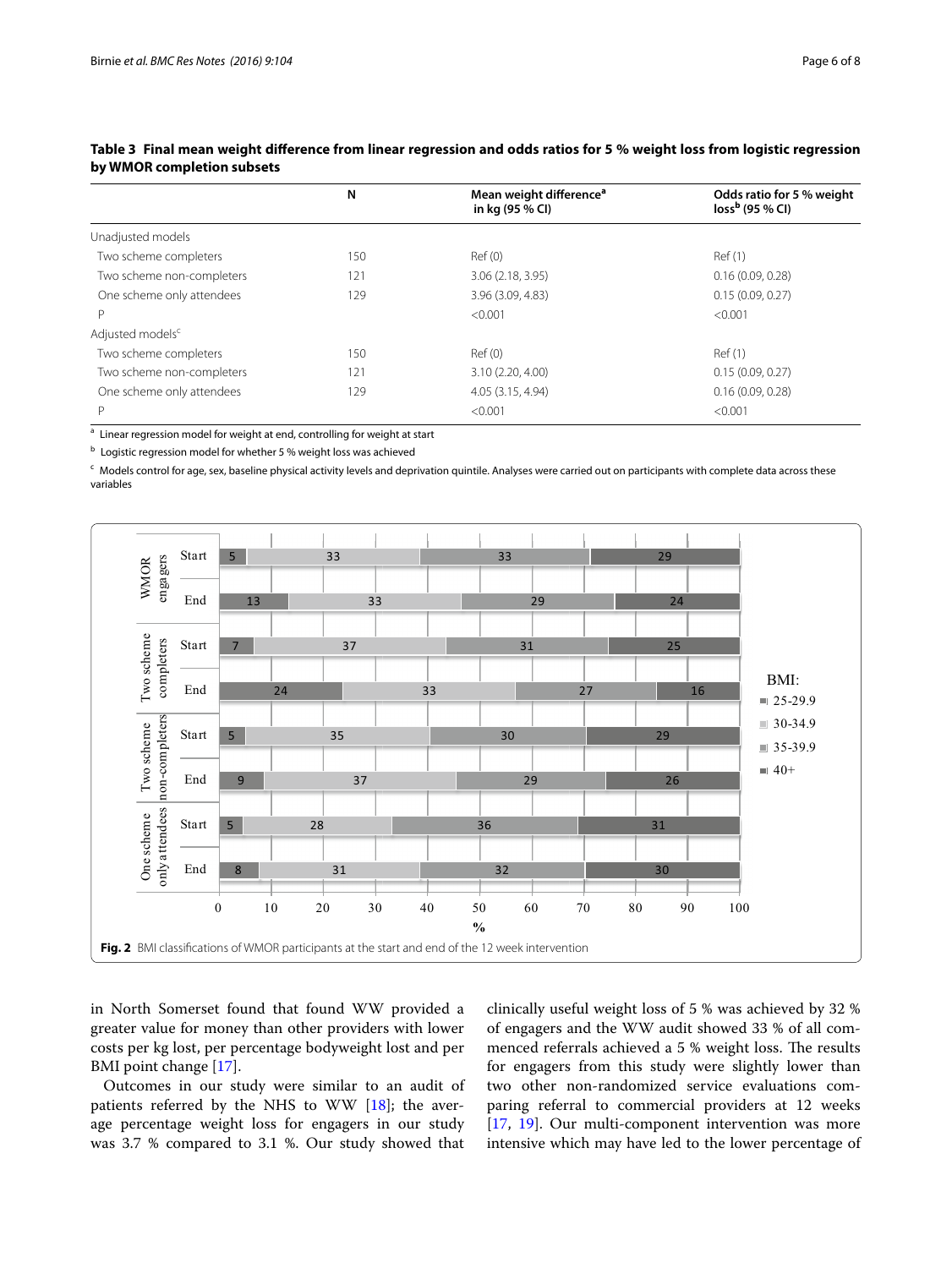**Table 3 Final mean weight difference from linear regression and odds ratios for 5 % weight loss from logistic regression by WMOR completion subsets**

| | N | Mean weight difference[a] in kg (95 % CI) | Odds ratio for 5 % weight loss[b] (95 % CI) |
|---|---|---|---|
| Unadjusted models | | | |
| Two scheme completers | 150 | Ref (0) | Ref (1) |
| Two scheme non-completers | 121 | 3.06 (2.18, 3.95) | 0.16 (0.09, 0.28) |
| One scheme only attendees | 129 | 3.96 (3.09, 4.83) | 0.15 (0.09, 0.27) |
| P | | <0.001 | <0.001 |
| Adjusted models[c] | | | |
| Two scheme completers | 150 | Ref (0) | Ref (1) |
| Two scheme non-completers | 121 | 3.10 (2.20, 4.00) | 0.15 (0.09, 0.27) |
| One scheme only attendees | 129 | 4.05 (3.15, 4.94) | 0.16 (0.09, 0.28) |
| P | | <0.001 | <0.001 |

[a] Linear regression model for weight at end, controlling for weight at start

[b] Logistic regression model for whether 5 % weight loss was achieved

[c] Models control for age, sex, baseline physical activity levels and deprivation quintile. Analyses were carried out on participants with complete data across these variables

**Fig. 2** BMI classifications of WMOR participants at the start and end of the 12 week intervention

in North Somerset that found that found WW provided a greater value for money than other providers with lower costs per kg lost, per percentage bodyweight lost and per BMI point change [17].

Outcomes in our study were similar to an audit of patients referred by the NHS to WW [18]; the average percentage weight loss for engagers in our study was 3.7 % compared to 3.1 %. Our study showed that clinically useful weight loss of 5 % was achieved by 32 % of engagers and the WW audit showed 33 % of all commenced referrals achieved a 5 % weight loss. The results for engagers from this study were slightly lower than two other non-randomized service evaluations comparing referral to commercial providers at 12 weeks [17, 19]. Our multi-component intervention was more intensive which may have led to the lower percentage of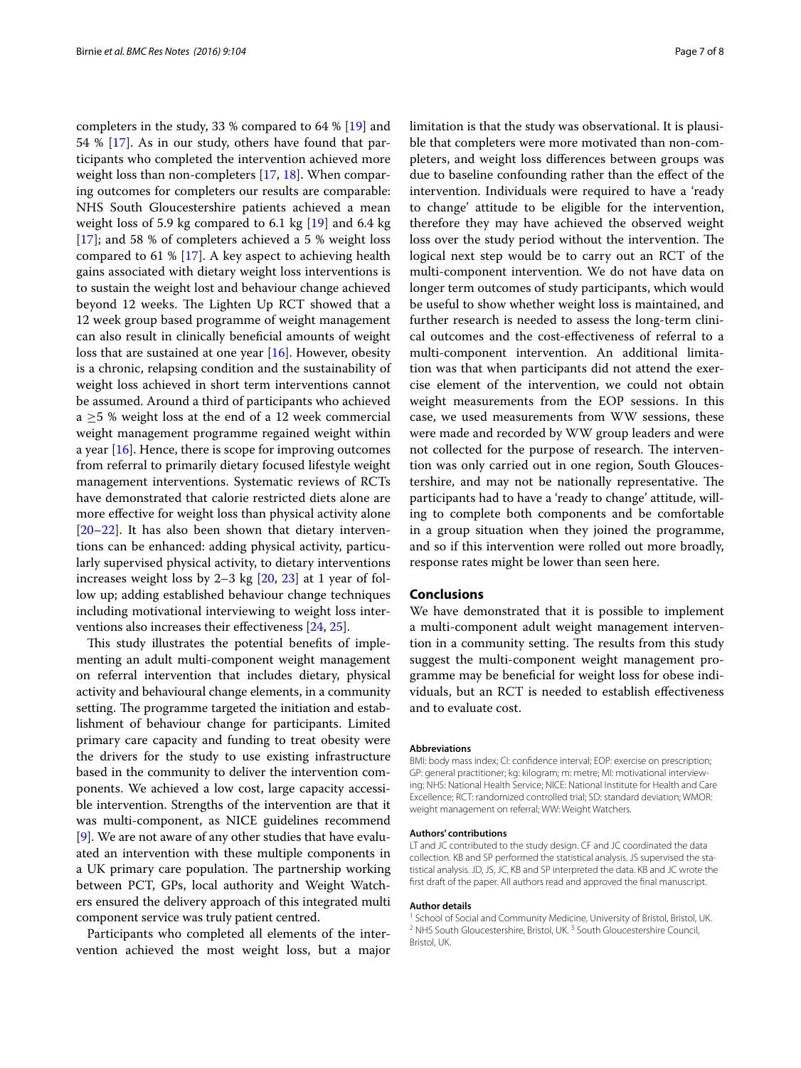completers in the study, 33 % compared to 64 % [19] and 54 % [17]. As in our study, others have found that participants who completed the intervention achieved more weight loss than non-completers [17, 18]. When comparing outcomes for completers our results are comparable: NHS South Gloucestershire patients achieved a mean weight loss of 5.9 kg compared to 6.1 kg [19] and 6.4 kg [17]; and 58 % of completers achieved a 5 % weight loss compared to 61 % [17]. A key aspect to achieving health gains associated with dietary weight loss interventions is to sustain the weight lost and behaviour change achieved beyond 12 weeks. The Lighten Up RCT showed that a 12 week group based programme of weight management can also result in clinically beneficial amounts of weight loss that are sustained at one year [16]. However, obesity is a chronic, relapsing condition and the sustainability of weight loss achieved in short term interventions cannot be assumed. Around a third of participants who achieved a ≥5 % weight loss at the end of a 12 week commercial weight management programme regained weight within a year [16]. Hence, there is scope for improving outcomes from referral to primarily dietary focused lifestyle weight management interventions. Systematic reviews of RCTs have demonstrated that calorie restricted diets alone are more effective for weight loss than physical activity alone [20–22]. It has also been shown that dietary interventions can be enhanced: adding physical activity, particularly supervised physical activity, to dietary interventions increases weight loss by 2–3 kg [20, 23] at 1 year of follow up; adding established behaviour change techniques including motivational interviewing to weight loss interventions also increases their effectiveness [24, 25].

This study illustrates the potential benefits of implementing an adult multi-component weight management on referral intervention that includes dietary, physical activity and behavioural change elements, in a community setting. The programme targeted the initiation and establishment of behaviour change for participants. Limited primary care capacity and funding to treat obesity were the drivers for the study to use existing infrastructure based in the community to deliver the intervention components. We achieved a low cost, large capacity accessible intervention. Strengths of the intervention are that it was multi-component, as NICE guidelines recommend [9]. We are not aware of any other studies that have evaluated an intervention with these multiple components in a UK primary care population. The partnership working between PCT, GPs, local authority and Weight Watchers ensured the delivery approach of this integrated multi component service was truly patient centred.

Participants who completed all elements of the intervention achieved the most weight loss, but a major limitation is that the study was observational. It is plausible that completers were more motivated than non-completers, and weight loss differences between groups was due to baseline confounding rather than the effect of the intervention. Individuals were required to have a 'ready to change' attitude to be eligible for the intervention, therefore they may have achieved the observed weight loss over the study period without the intervention. The logical next step would be to carry out an RCT of the multi-component intervention. We do not have data on longer term outcomes of study participants, which would be useful to show whether weight loss is maintained, and further research is needed to assess the long-term clinical outcomes and the cost-effectiveness of referral to a multi-component intervention. An additional limitation was that when participants did not attend the exercise element of the intervention, we could not obtain weight measurements from the EOP sessions. In this case, we used measurements from WW sessions, these were made and recorded by WW group leaders and were not collected for the purpose of research. The intervention was only carried out in one region, South Gloucestershire, and may not be nationally representative. The participants had to have a 'ready to change' attitude, willing to complete both components and be comfortable in a group situation when they joined the programme, and so if this intervention were rolled out more broadly, response rates might be lower than seen here.

## Conclusions

We have demonstrated that it is possible to implement a multi-component adult weight management intervention in a community setting. The results from this study suggest the multi-component weight management programme may be beneficial for weight loss for obese individuals, but an RCT is needed to establish effectiveness and to evaluate cost.

#### Abbreviations

BMI: body mass index; CI: confidence interval; EOP: exercise on prescription; GP: general practitioner; kg: kilogram; m: metre; MI: motivational interviewing; NHS: National Health Service; NICE: National Institute for Health and Care Excellence; RCT: randomized controlled trial; SD: standard deviation; WMOR: weight management on referral; WW: Weight Watchers.

#### Authors' contributions

LT and JC contributed to the study design. CF and JC coordinated the data collection. KB and SP performed the statistical analysis. JS supervised the statistical analysis. JD, JS, JC, KB and SP interpreted the data. KB and JC wrote the first draft of the paper. All authors read and approved the final manuscript.

#### Author details

[1] School of Social and Community Medicine, University of Bristol, Bristol, UK. [2] NHS South Gloucestershire, Bristol, UK. [3] South Gloucestershire Council, Bristol, UK.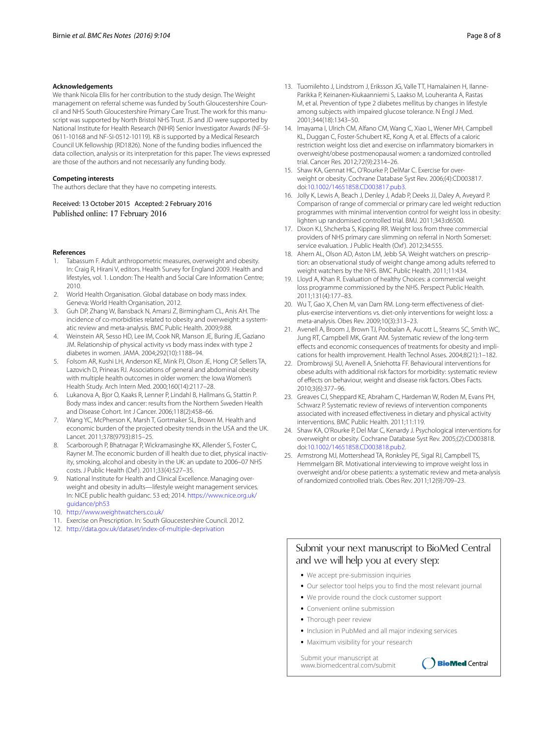#### Acknowledgements

We thank Nicola Ellis for her contribution to the study design. The Weight management on referral scheme was funded by South Gloucestershire Council and NHS South Gloucestershire Primary Care Trust. The work for this manuscript was supported by North Bristol NHS Trust. JS and JD were supported by National Institute for Health Research (NIHR) Senior Investigator Awards (NF-SI-0611-10168 and NF-SI-0512-10119). KB is supported by a Medical Research Council UK fellowship (RD1826). None of the funding bodies influenced the data collection, analysis or its interpretation for this paper. The views expressed are those of the authors and not necessarily any funding body.

#### Competing interests

The authors declare that they have no competing interests.

Received: 13 October 2015 Accepted: 2 February 2016
Published online: 17 February 2016

#### References

1. Tabassum F. Adult anthropometric measures, overweight and obesity. In: Craig R, Hirani V, editors. Health Survey for England 2009. Health and lifestyles, vol. 1. London: The Health and Social Care Information Centre; 2010.
2. World Health Organisation. Global database on body mass index. Geneva: World Health Organisation, 2012.
3. Guh DP, Zhang W, Bansback N, Amarsi Z, Birmingham CL, Anis AH. The incidence of co-morbidities related to obesity and overweight: a systematic review and meta-analysis. BMC Public Health. 2009;9:88.
4. Weinstein AR, Sesso HD, Lee IM, Cook NR, Manson JE, Buring JE, Gaziano JM. Relationship of physical activity vs body mass index with type 2 diabetes in women. JAMA. 2004;292(10):1188–94.
5. Folsom AR, Kushi LH, Anderson KE, Mink PJ, Olson JE, Hong CP, Sellers TA, Lazovich D, Prineas RJ. Associations of general and abdominal obesity with multiple health outcomes in older women: the Iowa Women's Health Study. Arch Intern Med. 2000;160(14):2117–28.
6. Lukanova A, Bjor O, Kaaks R, Lenner P, Lindahl B, Hallmans G, Stattin P. Body mass index and cancer: results from the Northern Sweden Health and Disease Cohort. Int J Cancer. 2006;118(2):458–66.
7. Wang YC, McPherson K, Marsh T, Gortmaker SL, Brown M. Health and economic burden of the projected obesity trends in the USA and the UK. Lancet. 2011;378(9793):815–25.
8. Scarborough P, Bhatnagar P, Wickramasinghe KK, Allender S, Foster C, Rayner M. The economic burden of ill health due to diet, physical inactivity, smoking, alcohol and obesity in the UK: an update to 2006–07 NHS costs. J Public Health (Oxf). 2011;33(4):527–35.
9. National Institute for Health and Clinical Excellence. Managing overweight and obesity in adults—lifestyle weight management services. In: NICE public health guidanc. 53 ed; 2014. https://www.nice.org.uk/guidance/ph53
10. http://www.weightwatchers.co.uk/
11. Exercise on Prescription. In: South Gloucestershire Council. 2012.
12. http://data.gov.uk/dataset/index-of-multiple-deprivation
13. Tuomilehto J, Lindstrom J, Eriksson JG, Valle TT, Hamalainen H, Ilanne-Parikka P, Keinanen-Kiukaanniemi S, Laakso M, Louheranta A, Rastas M, et al. Prevention of type 2 diabetes mellitus by changes in lifestyle among subjects with impaired glucose tolerance. N Engl J Med. 2001;344(18):1343–50.
14. Imayama I, Ulrich CM, Alfano CM, Wang C, Xiao L, Wener MH, Campbell KL, Duggan C, Foster-Schubert KE, Kong A, et al. Effects of a caloric restriction weight loss diet and exercise on inflammatory biomarkers in overweight/obese postmenopausal women: a randomized controlled trial. Cancer Res. 2012;72(9):2314–26.
15. Shaw KA, Gennat HC, O'Rourke P, DelMar C. Exercise for overweight or obesity. Cochrane Database Syst Rev. 2006;(4):CD003817. doi:10.1002/14651858.CD003817.pub3.
16. Jolly K, Lewis A, Beach J, Denley J, Adab P, Deeks JJ, Daley A, Aveyard P. Comparison of range of commercial or primary care led weight reduction programmes with minimal intervention control for weight loss in obesity: lighten up randomised controlled trial. BMJ. 2011;343:d6500.
17. Dixon KJ, Shcherba S, Kipping RR. Weight loss from three commercial providers of NHS primary care slimming on referral in North Somerset: service evaluation. J Public Health (Oxf). 2012;34:555.
18. Ahern AL, Olson AD, Aston LM, Jebb SA. Weight watchers on prescription: an observational study of weight change among adults referred to weight watchers by the NHS. BMC Public Health. 2011;11:434.
19. Lloyd A, Khan R. Evaluation of healthy Choices: a commercial weight loss programme commissioned by the NHS. Perspect Public Health. 2011;131(4):177–83.
20. Wu T, Gao X, Chen M, van Dam RM. Long-term effectiveness of diet-plus-exercise interventions vs. diet-only interventions for weight loss: a meta-analysis. Obes Rev. 2009;10(3):313–23.
21. Avenell A, Broom J, Brown TJ, Poobalan A, Aucott L, Stearns SC, Smith WC, Jung RT, Campbell MK, Grant AM. Systematic review of the long-term effects and economic consequences of treatments for obesity and implications for health improvement. Health Technol Asses. 2004;8(21):1–182.
22. Drombrowsji SU, Avenell A, Sniehotta FF. Behavioural interventions for obese adults with additional risk factors for morbidity: systematic review of effects on behaviour, weight and disease risk factors. Obes Facts. 2010;3(6):377–96.
23. Greaves CJ, Sheppard KE, Abraham C, Hardeman W, Roden M, Evans PH, Schwarz P. Systematic review of reviews of intervention components associated with increased effectiveness in dietary and physical activity interventions. BMC Public Health. 2011;11:119.
24. Shaw KA, O'Rourke P, Del Mar C, Kenardy J. Psychological interventions for overweight or obesity. Cochrane Database Syst Rev. 2005;(2):CD003818. doi:10.1002/14651858.CD003818.pub2.
25. Armstrong MJ, Mottershead TA, Ronksley PE, Sigal RJ, Campbell TS, Hemmelgarn BR. Motivational interviewing to improve weight loss in overweight and/or obese patients: a systematic review and meta-analysis of randomized controlled trials. Obes Rev. 2011;12(9):709–23.

Submit your next manuscript to BioMed Central and we will help you at every step:

- We accept pre-submission inquiries
- Our selector tool helps you to find the most relevant journal
- We provide round the clock customer support
- Convenient online submission
- Thorough peer review
- Inclusion in PubMed and all major indexing services
- Maximum visibility for your research

Submit your manuscript at www.biomedcentral.com/submit

BioMed Central